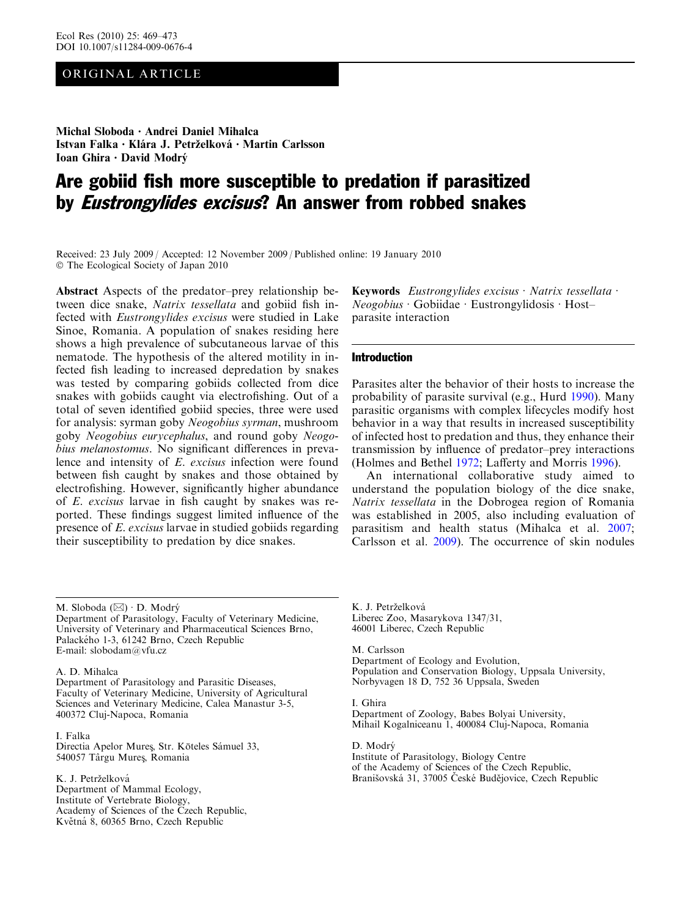ORIGINAL ARTICLE

**Michal Sloboda · Andrei Daniel Mihalca · Istvan Falka · Klára J. Petrželková · Martin Carlsson · Ioan Ghira · David Modrý**

# Are gobiid fish more susceptible to predation if parasitized by *Eustrongylides excisus*? An answer from robbed snakes

Received: 23 July 2009 / Accepted: 12 November 2009 / Published online: 19 January 2010
© The Ecological Society of Japan 2010

**Abstract** Aspects of the predator–prey relationship between dice snake, *Natrix tessellata* and gobiid fish infected with *Eustrongylides excisus* were studied in Lake Sinoe, Romania. A population of snakes residing here shows a high prevalence of subcutaneous larvae of this nematode. The hypothesis of the altered motility in infected fish leading to increased depredation by snakes was tested by comparing gobiids collected from dice snakes with gobiids caught via electrofishing. Out of a total of seven identified gobiid species, three were used for analysis: syrman goby *Neogobius syrman*, mushroom goby *Neogobius eurycephalus*, and round goby *Neogobius melanostomus*. No significant differences in prevalence and intensity of *E. excisus* infection were found between fish caught by snakes and those obtained by electrofishing. However, significantly higher abundance of *E. excisus* larvae in fish caught by snakes was reported. These findings suggest limited influence of the presence of *E. excisus* larvae in studied gobiids regarding their susceptibility to predation by dice snakes.

**Keywords** *Eustrongylides excisus* · *Natrix tessellata* · *Neogobius* · Gobiidae · Eustrongylidosis · Host–parasite interaction

## Introduction

Parasites alter the behavior of their hosts to increase the probability of parasite survival (e.g., Hurd 1990). Many parasitic organisms with complex lifecycles modify host behavior in a way that results in increased susceptibility of infected host to predation and thus, they enhance their transmission by influence of predator–prey interactions (Holmes and Bethel 1972; Lafferty and Morris 1996).

An international collaborative study aimed to understand the population biology of the dice snake, *Natrix tessellata* in the Dobrogea region of Romania was established in 2005, also including evaluation of parasitism and health status (Mihalca et al. 2007; Carlsson et al. 2009). The occurrence of skin nodules

---

M. Sloboda (✉) · D. Modrý
Department of Parasitology, Faculty of Veterinary Medicine, University of Veterinary and Pharmaceutical Sciences Brno, Palackého 1-3, 61242 Brno, Czech Republic
E-mail: slobodam@vfu.cz

A. D. Mihalca
Department of Parasitology and Parasitic Diseases, Faculty of Veterinary Medicine, University of Agricultural Sciences and Veterinary Medicine, Calea Manastur 3-5, 400372 Cluj-Napoca, Romania

I. Falka
Directia Apelor Mureş, Str. Köteles Sámuel 33, 540057 Târgu Mureş, Romania

K. J. Petrželková
Department of Mammal Ecology, Institute of Vertebrate Biology, Academy of Sciences of the Czech Republic, Květná 8, 60365 Brno, Czech Republic

K. J. Petrželková
Liberec Zoo, Masarykova 1347/31, 46001 Liberec, Czech Republic

M. Carlsson
Department of Ecology and Evolution, Population and Conservation Biology, Uppsala University, Norbyvagen 18 D, 752 36 Uppsala, Sweden

I. Ghira
Department of Zoology, Babes Bolyai University, Mihail Kogalniceanu 1, 400084 Cluj-Napoca, Romania

D. Modrý
Institute of Parasitology, Biology Centre of the Academy of Sciences of the Czech Republic, Branišovská 31, 37005 České Budějovice, Czech Republic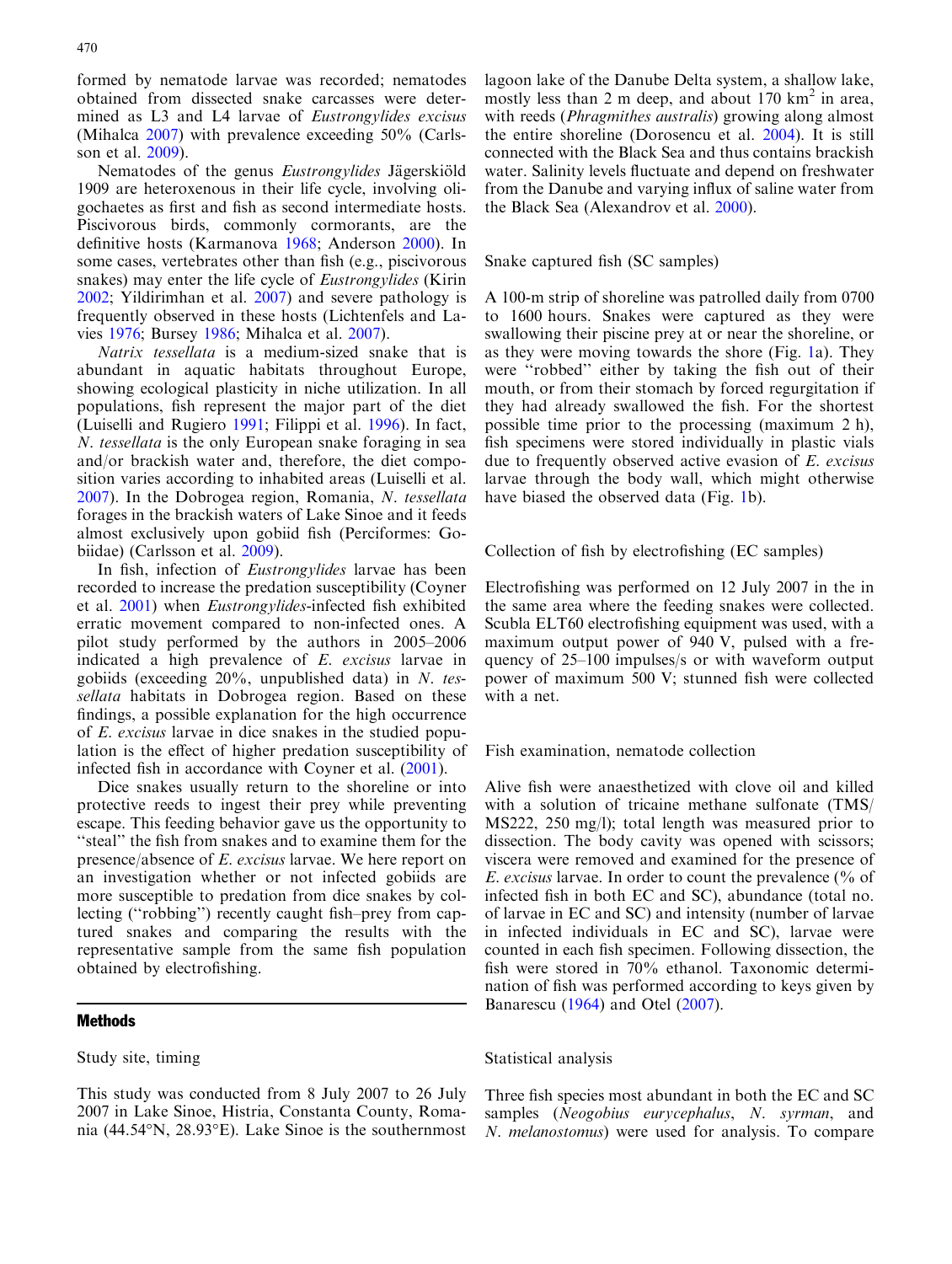formed by nematode larvae was recorded; nematodes obtained from dissected snake carcasses were determined as L3 and L4 larvae of *Eustrongylides excisus* (Mihalca 2007) with prevalence exceeding 50% (Carlsson et al. 2009).

Nematodes of the genus *Eustrongylides* Jägerskiöld 1909 are heteroxenous in their life cycle, involving oligochaetes as first and fish as second intermediate hosts. Piscivorous birds, commonly cormorants, are the definitive hosts (Karmanova 1968; Anderson 2000). In some cases, vertebrates other than fish (e.g., piscivorous snakes) may enter the life cycle of *Eustrongylides* (Kirin 2002; Yildirimhan et al. 2007) and severe pathology is frequently observed in these hosts (Lichtenfels and Lavies 1976; Bursey 1986; Mihalca et al. 2007).

*Natrix tessellata* is a medium-sized snake that is abundant in aquatic habitats throughout Europe, showing ecological plasticity in niche utilization. In all populations, fish represent the major part of the diet (Luiselli and Rugiero 1991; Filippi et al. 1996). In fact, *N. tessellata* is the only European snake foraging in sea and/or brackish water and, therefore, the diet composition varies according to inhabited areas (Luiselli et al. 2007). In the Dobrogea region, Romania, *N. tessellata* forages in the brackish waters of Lake Sinoe and it feeds almost exclusively upon gobiid fish (Perciformes: Gobiidae) (Carlsson et al. 2009).

In fish, infection of *Eustrongylides* larvae has been recorded to increase the predation susceptibility (Coyner et al. 2001) when *Eustrongylides*-infected fish exhibited erratic movement compared to non-infected ones. A pilot study performed by the authors in 2005–2006 indicated a high prevalence of *E. excisus* larvae in gobiids (exceeding 20%, unpublished data) in *N. tessellata* habitats in Dobrogea region. Based on these findings, a possible explanation for the high occurrence of *E. excisus* larvae in dice snakes in the studied population is the effect of higher predation susceptibility of infected fish in accordance with Coyner et al. (2001).

Dice snakes usually return to the shoreline or into protective reeds to ingest their prey while preventing escape. This feeding behavior gave us the opportunity to "steal" the fish from snakes and to examine them for the presence/absence of *E. excisus* larvae. We here report on an investigation whether or not infected gobiids are more susceptible to predation from dice snakes by collecting ("robbing") recently caught fish–prey from captured snakes and comparing the results with the representative sample from the same fish population obtained by electrofishing.

## Methods

### Study site, timing

This study was conducted from 8 July 2007 to 26 July 2007 in Lake Sinoe, Histria, Constanta County, Romania (44.54°N, 28.93°E). Lake Sinoe is the southernmost lagoon lake of the Danube Delta system, a shallow lake, mostly less than 2 m deep, and about 170 km$^2$ in area, with reeds (*Phragmithes australis*) growing along almost the entire shoreline (Dorosencu et al. 2004). It is still connected with the Black Sea and thus contains brackish water. Salinity levels fluctuate and depend on freshwater from the Danube and varying influx of saline water from the Black Sea (Alexandrov et al. 2000).

### Snake captured fish (SC samples)

A 100-m strip of shoreline was patrolled daily from 0700 to 1600 hours. Snakes were captured as they were swallowing their piscine prey at or near the shoreline, or as they were moving towards the shore (Fig. 1a). They were "robbed" either by taking the fish out of their mouth, or from their stomach by forced regurgitation if they had already swallowed the fish. For the shortest possible time prior to the processing (maximum 2 h), fish specimens were stored individually in plastic vials due to frequently observed active evasion of *E. excisus* larvae through the body wall, which might otherwise have biased the observed data (Fig. 1b).

### Collection of fish by electrofishing (EC samples)

Electrofishing was performed on 12 July 2007 in the in the same area where the feeding snakes were collected. Scubla ELT60 electrofishing equipment was used, with a maximum output power of 940 V, pulsed with a frequency of 25–100 impulses/s or with waveform output power of maximum 500 V; stunned fish were collected with a net.

### Fish examination, nematode collection

Alive fish were anaesthetized with clove oil and killed with a solution of tricaine methane sulfonate (TMS/MS222, 250 mg/l); total length was measured prior to dissection. The body cavity was opened with scissors; viscera were removed and examined for the presence of *E. excisus* larvae. In order to count the prevalence (% of infected fish in both EC and SC), abundance (total no. of larvae in EC and SC) and intensity (number of larvae in infected individuals in EC and SC), larvae were counted in each fish specimen. Following dissection, the fish were stored in 70% ethanol. Taxonomic determination of fish was performed according to keys given by Banarescu (1964) and Otel (2007).

### Statistical analysis

Three fish species most abundant in both the EC and SC samples (*Neogobius eurycephalus*, *N. syrman*, and *N. melanostomus*) were used for analysis. To compare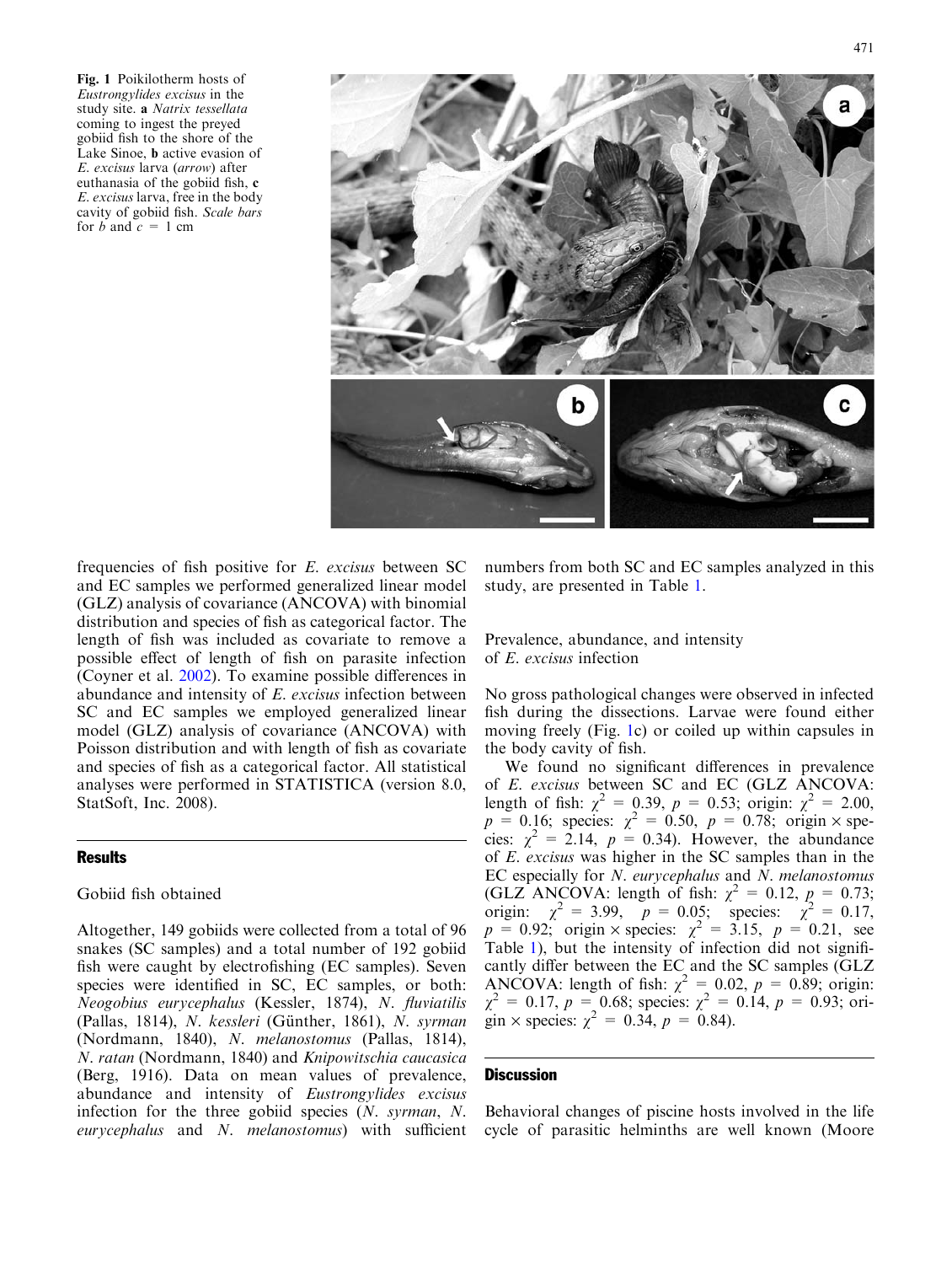Fig. 1 Poikilotherm hosts of *Eustrongylides excisus* in the study site. **a** *Natrix tessellata* coming to ingest the preyed gobiid fish to the shore of the Lake Sinoe, **b** active evasion of *E. excisus* larva (*arrow*) after euthanasia of the gobiid fish, **c** *E. excisus* larva, free in the body cavity of gobiid fish. *Scale bars* for *b* and *c* = 1 cm

frequencies of fish positive for *E. excisus* between SC and EC samples we performed generalized linear model (GLZ) analysis of covariance (ANCOVA) with binomial distribution and species of fish as categorical factor. The length of fish was included as covariate to remove a possible effect of length of fish on parasite infection (Coyner et al. 2002). To examine possible differences in abundance and intensity of *E. excisus* infection between SC and EC samples we employed generalized linear model (GLZ) analysis of covariance (ANCOVA) with Poisson distribution and with length of fish as covariate and species of fish as a categorical factor. All statistical analyses were performed in STATISTICA (version 8.0, StatSoft, Inc. 2008).

## Results

### Gobiid fish obtained

Altogether, 149 gobiids were collected from a total of 96 snakes (SC samples) and a total number of 192 gobiid fish were caught by electrofishing (EC samples). Seven species were identified in SC, EC samples, or both: *Neogobius eurycephalus* (Kessler, 1874), *N. fluviatilis* (Pallas, 1814), *N. kessleri* (Günther, 1861), *N. syrman* (Nordmann, 1840), *N. melanostomus* (Pallas, 1814), *N. ratan* (Nordmann, 1840) and *Knipowitschia caucasica* (Berg, 1916). Data on mean values of prevalence, abundance and intensity of *Eustrongylides excisus* infection for the three gobiid species (*N. syrman*, *N. eurycephalus* and *N. melanostomus*) with sufficient numbers from both SC and EC samples analyzed in this study, are presented in Table 1.

### Prevalence, abundance, and intensity of *E. excisus* infection

No gross pathological changes were observed in infected fish during the dissections. Larvae were found either moving freely (Fig. 1c) or coiled up within capsules in the body cavity of fish.

We found no significant differences in prevalence of *E. excisus* between SC and EC (GLZ ANCOVA: length of fish: $\chi^2 = 0.39$, $p = 0.53$; origin: $\chi^2 = 2.00$, $p = 0.16$; species: $\chi^2 = 0.50$, $p = 0.78$; origin × species: $\chi^2 = 2.14$, $p = 0.34$). However, the abundance of *E. excisus* was higher in the SC samples than in the EC especially for *N. eurycephalus* and *N. melanostomus* (GLZ ANCOVA: length of fish: $\chi^2 = 0.12$, $p = 0.73$; origin: $\chi^2 = 3.99$, $p = 0.05$; species: $\chi^2 = 0.17$, $p = 0.92$; origin × species: $\chi^2 = 3.15$, $p = 0.21$, see Table 1), but the intensity of infection did not significantly differ between the EC and the SC samples (GLZ ANCOVA: length of fish: $\chi^2 = 0.02$, $p = 0.89$; origin: $\chi^2 = 0.17$, $p = 0.68$; species: $\chi^2 = 0.14$, $p = 0.93$; origin × species: $\chi^2 = 0.34$, $p = 0.84$).

## Discussion

Behavioral changes of piscine hosts involved in the life cycle of parasitic helminths are well known (Moore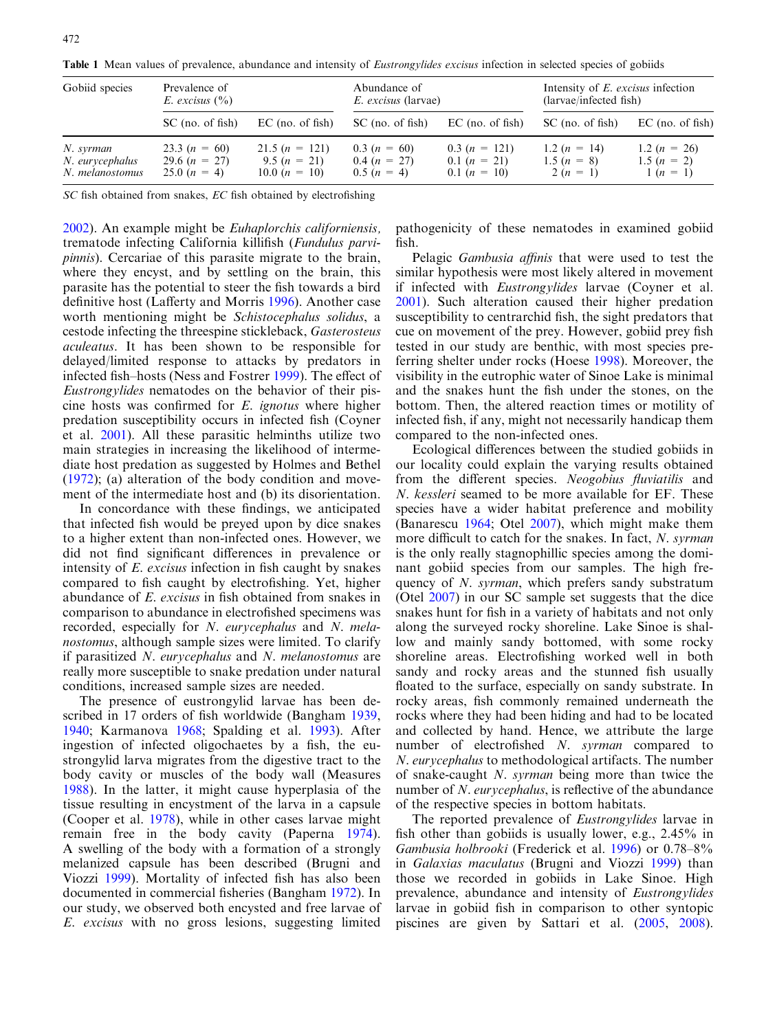**Table 1** Mean values of prevalence, abundance and intensity of *Eustrongylides excisus* infection in selected species of gobiids

| Gobiid species | Prevalence of *E. excisus* (%) | | Abundance of *E. excisus* (larvae) | | Intensity of *E. excisus* infection (larvae/infected fish) | |
|---|---|---|---|---|---|---|
| | SC (no. of fish) | EC (no. of fish) | SC (no. of fish) | EC (no. of fish) | SC (no. of fish) | EC (no. of fish) |
| *N. syrman* | 23.3 (*n* = 60) | 21.5 (*n* = 121) | 0.3 (*n* = 60) | 0.3 (*n* = 121) | 1.2 (*n* = 14) | 1.2 (*n* = 26) |
| *N. eurycephalus* | 29.6 (*n* = 27) | 9.5 (*n* = 21) | 0.4 (*n* = 27) | 0.1 (*n* = 21) | 1.5 (*n* = 8) | 1.5 (*n* = 2) |
| *N. melanostomus* | 25.0 (*n* = 4) | 10.0 (*n* = 10) | 0.5 (*n* = 4) | 0.1 (*n* = 10) | 2 (*n* = 1) | 1 (*n* = 1) |

*SC* fish obtained from snakes, *EC* fish obtained by electrofishing

2002). An example might be *Euhaplorchis californiensis,* trematode infecting California killifish (*Fundulus parvipinnis*). Cercariae of this parasite migrate to the brain, where they encyst, and by settling on the brain, this parasite has the potential to steer the fish towards a bird definitive host (Lafferty and Morris 1996). Another case worth mentioning might be *Schistocephalus solidus*, a cestode infecting the threespine stickleback, *Gasterosteus aculeatus*. It has been shown to be responsible for delayed/limited response to attacks by predators in infected fish–hosts (Ness and Fostrer 1999). The effect of *Eustrongylides* nematodes on the behavior of their piscine hosts was confirmed for *E. ignotus* where higher predation susceptibility occurs in infected fish (Coyner et al. 2001). All these parasitic helminths utilize two main strategies in increasing the likelihood of intermediate host predation as suggested by Holmes and Bethel (1972); (a) alteration of the body condition and movement of the intermediate host and (b) its disorientation.

In concordance with these findings, we anticipated that infected fish would be preyed upon by dice snakes to a higher extent than non-infected ones. However, we did not find significant differences in prevalence or intensity of *E. excisus* infection in fish caught by snakes compared to fish caught by electrofishing. Yet, higher abundance of *E. excisus* in fish obtained from snakes in comparison to abundance in electrofished specimens was recorded, especially for *N. eurycephalus* and *N. melanostomus*, although sample sizes were limited. To clarify if parasitized *N. eurycephalus* and *N. melanostomus* are really more susceptible to snake predation under natural conditions, increased sample sizes are needed.

The presence of eustrongylid larvae has been described in 17 orders of fish worldwide (Bangham 1939, 1940; Karmanova 1968; Spalding et al. 1993). After ingestion of infected oligochaetes by a fish, the eustrongylid larva migrates from the digestive tract to the body cavity or muscles of the body wall (Measures 1988). In the latter, it might cause hyperplasia of the tissue resulting in encystment of the larva in a capsule (Cooper et al. 1978), while in other cases larvae might remain free in the body cavity (Paperna 1974). A swelling of the body with a formation of a strongly melanized capsule has been described (Brugni and Viozzi 1999). Mortality of infected fish has also been documented in commercial fisheries (Bangham 1972). In our study, we observed both encysted and free larvae of *E. excisus* with no gross lesions, suggesting limited pathogenicity of these nematodes in examined gobiid fish.

Pelagic *Gambusia affinis* that were used to test the similar hypothesis were most likely altered in movement if infected with *Eustrongylides* larvae (Coyner et al. 2001). Such alteration caused their higher predation susceptibility to centrarchid fish, the sight predators that cue on movement of the prey. However, gobiid prey fish tested in our study are benthic, with most species preferring shelter under rocks (Hoese 1998). Moreover, the visibility in the eutrophic water of Sinoe Lake is minimal and the snakes hunt the fish under the stones, on the bottom. Then, the altered reaction times or motility of infected fish, if any, might not necessarily handicap them compared to the non-infected ones.

Ecological differences between the studied gobiids in our locality could explain the varying results obtained from the different species. *Neogobius fluviatilis* and *N. kessleri* seamed to be more available for EF. These species have a wider habitat preference and mobility (Banarescu 1964; Otel 2007), which might make them more difficult to catch for the snakes. In fact, *N. syrman* is the only really stagnophillic species among the dominant gobiid species from our samples. The high frequency of *N. syrman*, which prefers sandy substratum (Otel 2007) in our SC sample set suggests that the dice snakes hunt for fish in a variety of habitats and not only along the surveyed rocky shoreline. Lake Sinoe is shallow and mainly sandy bottomed, with some rocky shoreline areas. Electrofishing worked well in both sandy and rocky areas and the stunned fish usually floated to the surface, especially on sandy substrate. In rocky areas, fish commonly remained underneath the rocks where they had been hiding and had to be located and collected by hand. Hence, we attribute the large number of electrofished *N. syrman* compared to *N. eurycephalus* to methodological artifacts. The number of snake-caught *N. syrman* being more than twice the number of *N. eurycephalus*, is reflective of the abundance of the respective species in bottom habitats.

The reported prevalence of *Eustrongylides* larvae in fish other than gobiids is usually lower, e.g., 2.45% in *Gambusia holbrooki* (Frederick et al. 1996) or 0.78–8% in *Galaxias maculatus* (Brugni and Viozzi 1999) than those we recorded in gobiids in Lake Sinoe. High prevalence, abundance and intensity of *Eustrongylides* larvae in gobiid fish in comparison to other syntopic piscines are given by Sattari et al. (2005, 2008).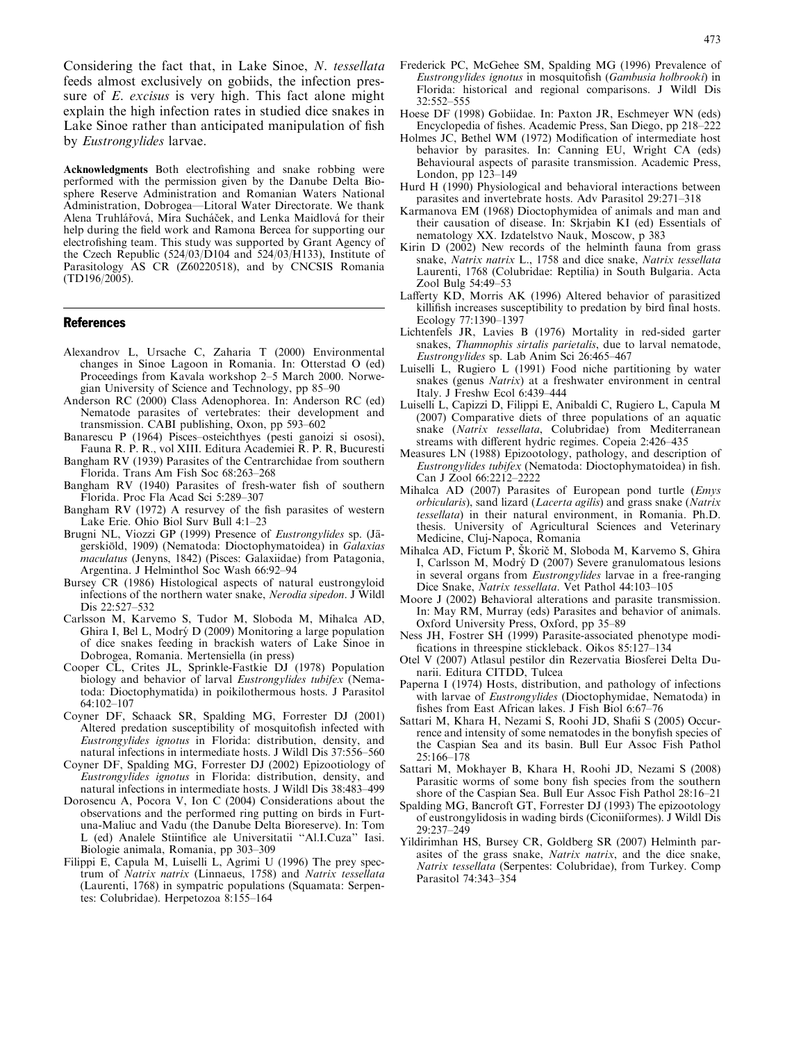Considering the fact that, in Lake Sinoe, *N. tessellata* feeds almost exclusively on gobiids, the infection pressure of *E. excisus* is very high. This fact alone might explain the high infection rates in studied dice snakes in Lake Sinoe rather than anticipated manipulation of fish by *Eustrongylides* larvae.

**Acknowledgments** Both electrofishing and snake robbing were performed with the permission given by the Danube Delta Biosphere Reserve Administration and Romanian Waters National Administration, Dobrogea—Litoral Water Directorate. We thank Alena Truhlářová, Mira Sucháček, and Lenka Maidlová for their help during the field work and Ramona Bercea for supporting our electrofishing team. This study was supported by Grant Agency of the Czech Republic (524/03/D104 and 524/03/H133), Institute of Parasitology AS CR (Z60220518), and by CNCSIS Romania (TD196/2005).

## References

- Alexandrov L, Ursache C, Zaharia T (2000) Environmental changes in Sinoe Lagoon in Romania. In: Otterstad O (ed) Proceedings from Kavala workshop 2–5 March 2000. Norwegian University of Science and Technology, pp 85–90
- Anderson RC (2000) Class Adenophorea. In: Anderson RC (ed) Nematode parasites of vertebrates: their development and transmission. CABI publishing, Oxon, pp 593–602
- Banarescu P (1964) Pisces–osteichthyes (pesti ganoizi si ososi), Fauna R. P. R, vol XIII. Editura Academiei R. P. R, Bucuresti
- Bangham RV (1939) Parasites of the Centrarchidae from southern Florida. Trans Am Fish Soc 68:263–268
- Bangham RV (1940) Parasites of fresh-water fish of southern Florida. Proc Fla Acad Sci 5:289–307
- Bangham RV (1972) A resurvey of the fish parasites of western Lake Erie. Ohio Biol Surv Bull 4:1–23
- Brugni NL, Viozzi GP (1999) Presence of *Eustrongylides* sp. (Jägerskiöld, 1909) (Nematoda: Dioctophymatoidea) in *Galaxias maculatus* (Jenyns, 1842) (Pisces: Galaxiidae) from Patagonia, Argentina. J Helminthol Soc Wash 66:92–94
- Bursey CR (1986) Histological aspects of natural eustrongyloid infections of the northern water snake, *Nerodia sipedon*. J Wildl Dis 22:527–532
- Carlsson M, Karvemo S, Tudor M, Sloboda M, Mihalca AD, Ghira I, Bel L, Modrý D (2009) Monitoring a large population of dice snakes feeding in brackish waters of Lake Sinoe in Dobrogea, Romania. Mertensiella (in press)
- Cooper CL, Crites JL, Sprinkle-Fastkie DJ (1978) Population biology and behavior of larval *Eustrongylides tubifex* (Nematoda: Dioctophymatida) in poikilothermous hosts. J Parasitol 64:102–107
- Coyner DF, Schaack SR, Spalding MG, Forrester DJ (2001) Altered predation susceptibility of mosquitofish infected with *Eustrongylides ignotus* in Florida: distribution, density, and natural infections in intermediate hosts. J Wildl Dis 37:556–560
- Coyner DF, Spalding MG, Forrester DJ (2002) Epizootiology of *Eustrongylides ignotus* in Florida: distribution, density, and natural infections in intermediate hosts. J Wildl Dis 38:483–499
- Dorosencu A, Pocora V, Ion C (2004) Considerations about the observations and the performed ring putting on birds in Furtuna-Maliuc and Vadu (the Danube Delta Bioreserve). In: Tom L (ed) Analele Stiintifice ale Universitatii "Al.I.Cuza" Iasi. Biologie animala, Romania, pp 303–309
- Filippi E, Capula M, Luiselli L, Agrimi U (1996) The prey spectrum of *Natrix natrix* (Linnaeus, 1758) and *Natrix tessellata* (Laurenti, 1768) in sympatric populations (Squamata: Serpentes: Colubridae). Herpetozoa 8:155–164
- Frederick PC, McGehee SM, Spalding MG (1996) Prevalence of *Eustrongylides ignotus* in mosquitofish (*Gambusia holbrooki*) in Florida: historical and regional comparisons. J Wildl Dis 32:552–555
- Hoese DF (1998) Gobiidae. In: Paxton JR, Eschmeyer WN (eds) Encyclopedia of fishes. Academic Press, San Diego, pp 218–222
- Holmes JC, Bethel WM (1972) Modification of intermediate host behavior by parasites. In: Canning EU, Wright CA (eds) Behavioural aspects of parasite transmission. Academic Press, London, pp 123–149
- Hurd H (1990) Physiological and behavioral interactions between parasites and invertebrate hosts. Adv Parasitol 29:271–318
- Karmanova EM (1968) Dioctophymidea of animals and man and their causation of disease. In: Skrjabin KI (ed) Essentials of nematology XX. Izdatelstvo Nauk, Moscow, p 383
- Kirin D (2002) New records of the helminth fauna from grass snake, *Natrix natrix* L., 1758 and dice snake, *Natrix tessellata* Laurenti, 1768 (Colubridae: Reptilia) in South Bulgaria. Acta Zool Bulg 54:49–53
- Lafferty KD, Morris AK (1996) Altered behavior of parasitized killifish increases susceptibility to predation by bird final hosts. Ecology 77:1390–1397
- Lichtenfels JR, Lavies B (1976) Mortality in red-sided garter snakes, *Thamnophis sirtalis parietalis*, due to larval nematode, *Eustrongylides* sp. Lab Anim Sci 26:465–467
- Luiselli L, Rugiero L (1991) Food niche partitioning by water snakes (genus *Natrix*) at a freshwater environment in central Italy. J Freshw Ecol 6:439–444
- Luiselli L, Capizzi D, Filippi E, Anibaldi C, Rugiero L, Capula M (2007) Comparative diets of three populations of an aquatic snake (*Natrix tessellata*, Colubridae) from Mediterranean streams with different hydric regimes. Copeia 2:426–435
- Measures LN (1988) Epizootology, pathology, and description of *Eustrongylides tubifex* (Nematoda: Dioctophymatoidea) in fish. Can J Zool 66:2212–2222
- Mihalca AD (2007) Parasites of European pond turtle (*Emys orbicularis*), sand lizard (*Lacerta agilis*) and grass snake (*Natrix tessellata*) in their natural environment, in Romania. Ph.D. thesis. University of Agricultural Sciences and Veterinary Medicine, Cluj-Napoca, Romania
- Mihalca AD, Fictum P, Škorič M, Sloboda M, Karvemo S, Ghira I, Carlsson M, Modrý D (2007) Severe granulomatous lesions in several organs from *Eustrongylides* larvae in a free-ranging Dice Snake, *Natrix tessellata*. Vet Pathol 44:103–105
- Moore J (2002) Behavioral alterations and parasite transmission. In: May RM, Murray (eds) Parasites and behavior of animals. Oxford University Press, Oxford, pp 35–89
- Ness JH, Fostrer SH (1999) Parasite-associated phenotype modifications in threespine stickleback. Oikos 85:127–134
- Otel V (2007) Atlasul pestilor din Rezervatia Biosferei Delta Dunarii. Editura CITDD, Tulcea
- Paperna I (1974) Hosts, distribution, and pathology of infections with larvae of *Eustrongylides* (Dioctophymidae, Nematoda) in fishes from East African lakes. J Fish Biol 6:67–76
- Sattari M, Khara H, Nezami S, Roohi JD, Shafii S (2005) Occurrence and intensity of some nematodes in the bonyfish species of the Caspian Sea and its basin. Bull Eur Assoc Fish Pathol 25:166–178
- Sattari M, Mokhayer B, Khara H, Roohi JD, Nezami S (2008) Parasitic worms of some bony fish species from the southern shore of the Caspian Sea. Bull Eur Assoc Fish Pathol 28:16–21
- Spalding MG, Bancroft GT, Forrester DJ (1993) The epizootology of eustrongylidosis in wading birds (Ciconiiformes). J Wildl Dis 29:237–249
- Yildirimhan HS, Bursey CR, Goldberg SR (2007) Helminth parasites of the grass snake, *Natrix natrix*, and the dice snake, *Natrix tessellata* (Serpentes: Colubridae), from Turkey. Comp Parasitol 74:343–354